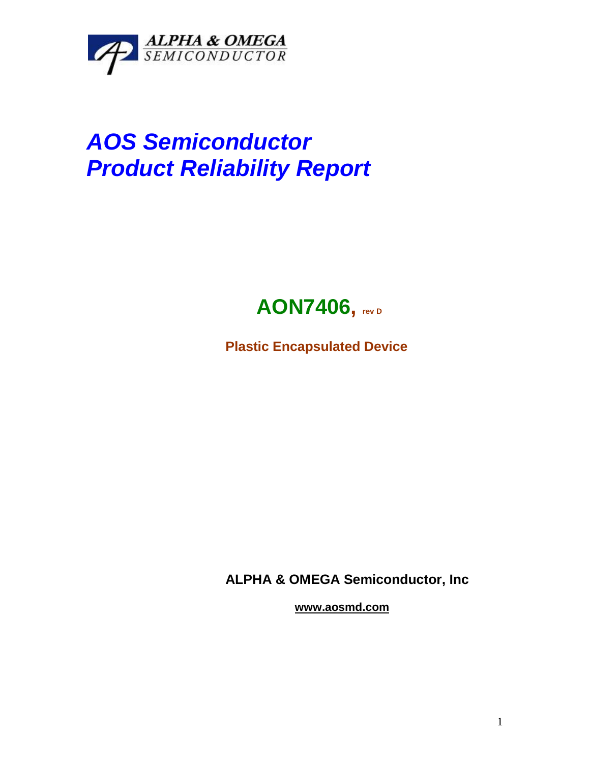ALPHA & OMEGA
SEMICONDUCTOR

# *AOS Semiconductor*
# *Product Reliability Report*

## AON7406, rev D

**Plastic Encapsulated Device**

**ALPHA & OMEGA Semiconductor, Inc**

**www.aosmd.com**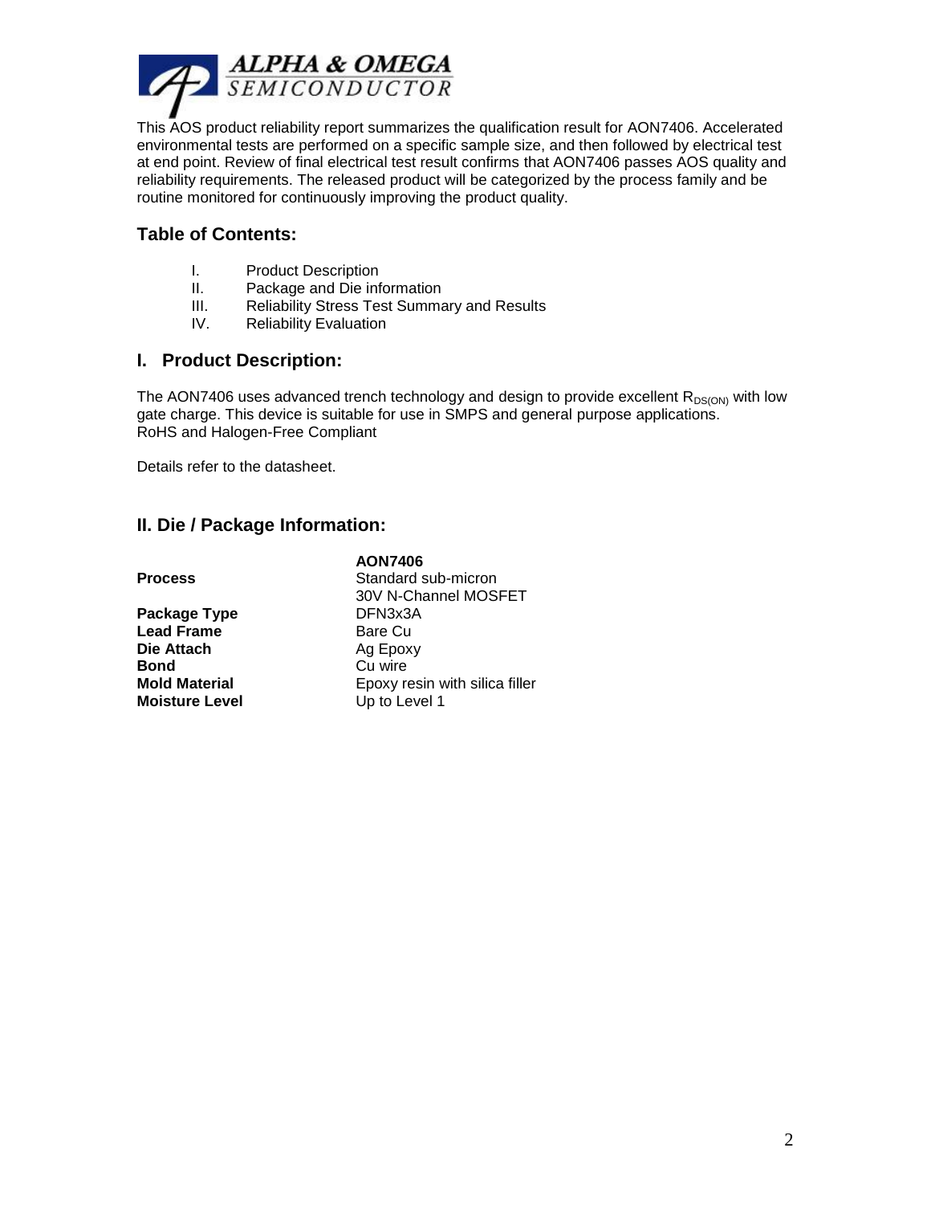This AOS product reliability report summarizes the qualification result for AON7406. Accelerated environmental tests are performed on a specific sample size, and then followed by electrical test at end point. Review of final electrical test result confirms that AON7406 passes AOS quality and reliability requirements. The released product will be categorized by the process family and be routine monitored for continuously improving the product quality.

## Table of Contents:

I. Product Description
II. Package and Die information
III. Reliability Stress Test Summary and Results
IV. Reliability Evaluation

## I. Product Description:

The AON7406 uses advanced trench technology and design to provide excellent $R_{DS(ON)}$ with low gate charge. This device is suitable for use in SMPS and general purpose applications.
RoHS and Halogen-Free Compliant

Details refer to the datasheet.

## II. Die / Package Information:

| | AON7406 |
|---|---|
| **Process** | Standard sub-micron 30V N-Channel MOSFET |
| **Package Type** | DFN3x3A |
| **Lead Frame** | Bare Cu |
| **Die Attach** | Ag Epoxy |
| **Bond** | Cu wire |
| **Mold Material** | Epoxy resin with silica filler |
| **Moisture Level** | Up to Level 1 |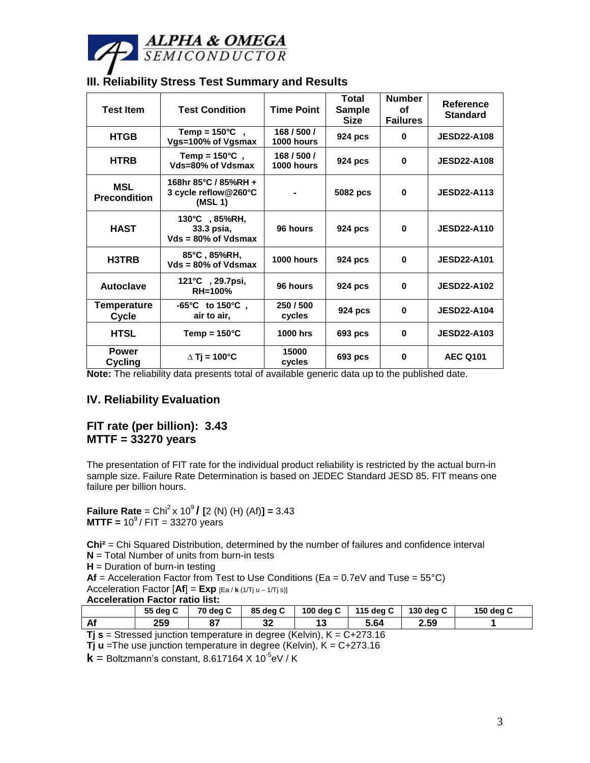## III. Reliability Stress Test Summary and Results

| Test Item | Test Condition | Time Point | Total Sample Size | Number of Failures | Reference Standard |
|---|---|---|---|---|---|
| HTGB | Temp = 150°C , Vgs=100% of Vgsmax | 168 / 500 / 1000 hours | 924 pcs | 0 | JESD22-A108 |
| HTRB | Temp = 150°C , Vds=80% of Vdsmax | 168 / 500 / 1000 hours | 924 pcs | 0 | JESD22-A108 |
| MSL Precondition | 168hr 85°C / 85%RH + 3 cycle reflow@260°C (MSL 1) | - | 5082 pcs | 0 | JESD22-A113 |
| HAST | 130°C , 85%RH, 33.3 psia, Vds = 80% of Vdsmax | 96 hours | 924 pcs | 0 | JESD22-A110 |
| H3TRB | 85°C , 85%RH, Vds = 80% of Vdsmax | 1000 hours | 924 pcs | 0 | JESD22-A101 |
| Autoclave | 121°C , 29.7psi, RH=100% | 96 hours | 924 pcs | 0 | JESD22-A102 |
| Temperature Cycle | -65°C to 150°C , air to air, | 250 / 500 cycles | 924 pcs | 0 | JESD22-A104 |
| HTSL | Temp = 150°C | 1000 hrs | 693 pcs | 0 | JESD22-A103 |
| Power Cycling | $\Delta$ Tj = 100°C | 15000 cycles | 693 pcs | 0 | AEC Q101 |

**Note:** The reliability data presents total of available generic data up to the published date.

## IV. Reliability Evaluation

### FIT rate (per billion): 3.43
### MTTF = 33270 years

The presentation of FIT rate for the individual product reliability is restricted by the actual burn-in sample size. Failure Rate Determination is based on JEDEC Standard JESD 85. FIT means one failure per billion hours.

**Failure Rate** = $Chi^2 \times 10^9$ **/ [**2 (N) (H) (Af)**] =** 3.43
**MTTF =** $10^9$ / FIT = 33270 years

**Chi²** = Chi Squared Distribution, determined by the number of failures and confidence interval
**N** = Total Number of units from burn-in tests
**H** = Duration of burn-in testing
**Af** = Acceleration Factor from Test to Use Conditions (Ea = 0.7eV and Tuse = 55°C)
Acceleration Factor [**Af**] = **Exp** [Ea / **k** (1/Tj u – 1/Tj s)]
**Acceleration Factor ratio list:**

| | 55 deg C | 70 deg C | 85 deg C | 100 deg C | 115 deg C | 130 deg C | 150 deg C |
|---|---|---|---|---|---|---|---|
| Af | 259 | 87 | 32 | 13 | 5.64 | 2.59 | 1 |

**Tj s** = Stressed junction temperature in degree (Kelvin), K = C+273.16
**Tj u** =The use junction temperature in degree (Kelvin), K = C+273.16
**k** = Boltzmann's constant, 8.617164 X $10^{-5}$eV / K